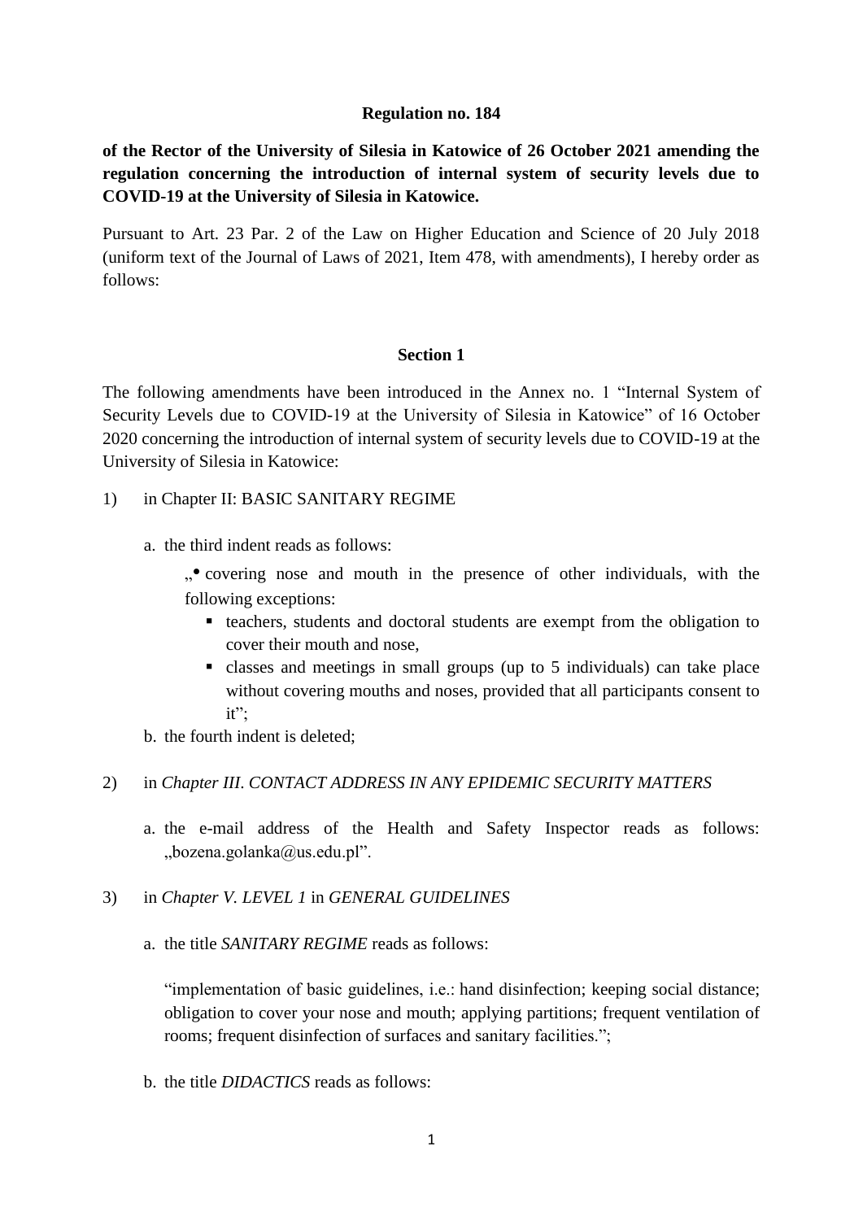**Regulation no. 184**

**of the Rector of the University of Silesia in Katowice of 26 October 2021 amending the regulation concerning the introduction of internal system of security levels due to COVID-19 at the University of Silesia in Katowice.**

Pursuant to Art. 23 Par. 2 of the Law on Higher Education and Science of 20 July 2018 (uniform text of the Journal of Laws of 2021, Item 478, with amendments), I hereby order as follows:

**Section 1**

The following amendments have been introduced in the Annex no. 1 "Internal System of Security Levels due to COVID-19 at the University of Silesia in Katowice" of 16 October 2020 concerning the introduction of internal system of security levels due to COVID-19 at the University of Silesia in Katowice:

1) in Chapter II: BASIC SANITARY REGIME

   a. the third indent reads as follows:

      „• covering nose and mouth in the presence of other individuals, with the following exceptions:
      - teachers, students and doctoral students are exempt from the obligation to cover their mouth and nose,
      - classes and meetings in small groups (up to 5 individuals) can take place without covering mouths and noses, provided that all participants consent to it";

   b. the fourth indent is deleted;

2) in *Chapter III. CONTACT ADDRESS IN ANY EPIDEMIC SECURITY MATTERS*

   a. the e-mail address of the Health and Safety Inspector reads as follows: „bozena.golanka@us.edu.pl".

3) in *Chapter V. LEVEL 1* in *GENERAL GUIDELINES*

   a. the title *SANITARY REGIME* reads as follows:

      "implementation of basic guidelines, i.e.: hand disinfection; keeping social distance; obligation to cover your nose and mouth; applying partitions; frequent ventilation of rooms; frequent disinfection of surfaces and sanitary facilities.";

   b. the title *DIDACTICS* reads as follows: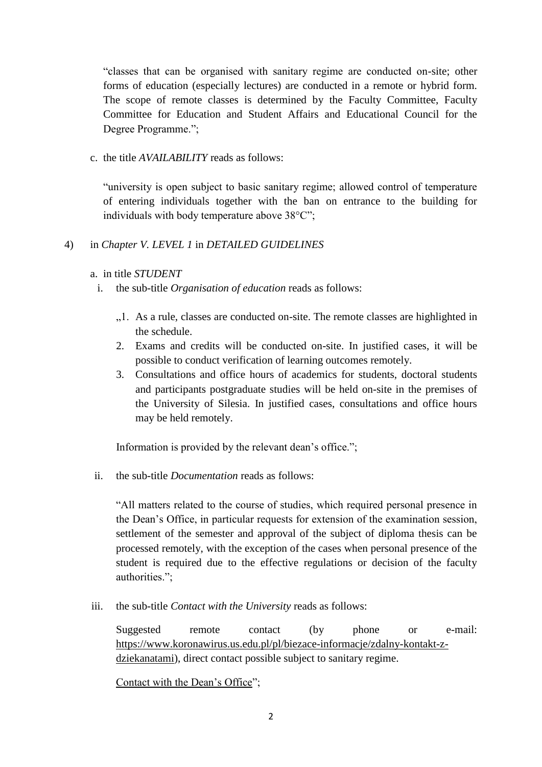"classes that can be organised with sanitary regime are conducted on-site; other forms of education (especially lectures) are conducted in a remote or hybrid form. The scope of remote classes is determined by the Faculty Committee, Faculty Committee for Education and Student Affairs and Educational Council for the Degree Programme.";

c. the title *AVAILABILITY* reads as follows:

"university is open subject to basic sanitary regime; allowed control of temperature of entering individuals together with the ban on entrance to the building for individuals with body temperature above 38°C";

4) in *Chapter V. LEVEL 1* in *DETAILED GUIDELINES*

a. in title *STUDENT*

i. the sub-title *Organisation of education* reads as follows:

„1. As a rule, classes are conducted on-site. The remote classes are highlighted in the schedule.
2. Exams and credits will be conducted on-site. In justified cases, it will be possible to conduct verification of learning outcomes remotely.
3. Consultations and office hours of academics for students, doctoral students and participants postgraduate studies will be held on-site in the premises of the University of Silesia. In justified cases, consultations and office hours may be held remotely.

Information is provided by the relevant dean's office.";

ii. the sub-title *Documentation* reads as follows:

"All matters related to the course of studies, which required personal presence in the Dean's Office, in particular requests for extension of the examination session, settlement of the semester and approval of the subject of diploma thesis can be processed remotely, with the exception of the cases when personal presence of the student is required due to the effective regulations or decision of the faculty authorities.";

iii. the sub-title *Contact with the University* reads as follows:

Suggested remote contact (by phone or e-mail: https://www.koronawirus.us.edu.pl/pl/biezace-informacje/zdalny-kontakt-z-dziekanatami), direct contact possible subject to sanitary regime.

Contact with the Dean's Office";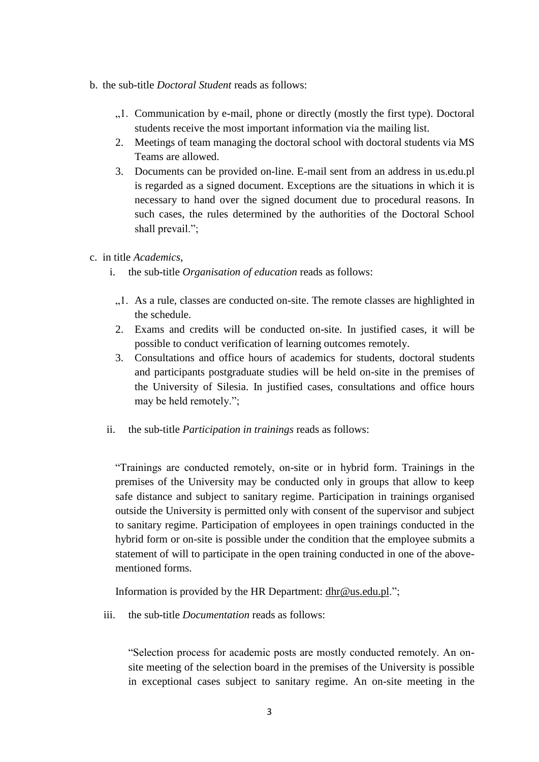b. the sub-title *Doctoral Student* reads as follows:

„1. Communication by e-mail, phone or directly (mostly the first type). Doctoral students receive the most important information via the mailing list.
2. Meetings of team managing the doctoral school with doctoral students via MS Teams are allowed.
3. Documents can be provided on-line. E-mail sent from an address in us.edu.pl is regarded as a signed document. Exceptions are the situations in which it is necessary to hand over the signed document due to procedural reasons. In such cases, the rules determined by the authorities of the Doctoral School shall prevail.";

c. in title *Academics*,

i. the sub-title *Organisation of education* reads as follows:

„1. As a rule, classes are conducted on-site. The remote classes are highlighted in the schedule.
2. Exams and credits will be conducted on-site. In justified cases, it will be possible to conduct verification of learning outcomes remotely.
3. Consultations and office hours of academics for students, doctoral students and participants postgraduate studies will be held on-site in the premises of the University of Silesia. In justified cases, consultations and office hours may be held remotely.";

ii. the sub-title *Participation in trainings* reads as follows:

"Trainings are conducted remotely, on-site or in hybrid form. Trainings in the premises of the University may be conducted only in groups that allow to keep safe distance and subject to sanitary regime. Participation in trainings organised outside the University is permitted only with consent of the supervisor and subject to sanitary regime. Participation of employees in open trainings conducted in the hybrid form or on-site is possible under the condition that the employee submits a statement of will to participate in the open training conducted in one of the above-mentioned forms.

Information is provided by the HR Department: dhr@us.edu.pl.";

iii. the sub-title *Documentation* reads as follows:

"Selection process for academic posts are mostly conducted remotely. An on-site meeting of the selection board in the premises of the University is possible in exceptional cases subject to sanitary regime. An on-site meeting in the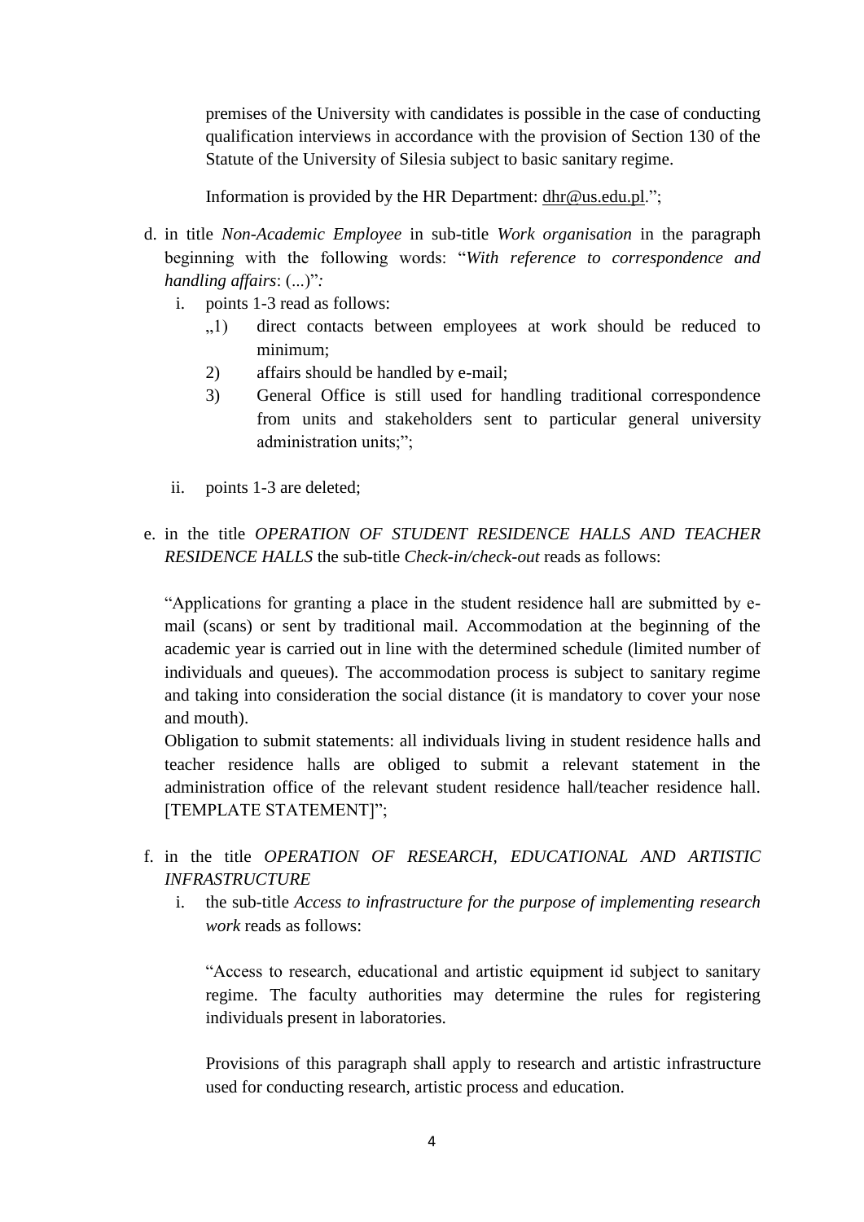premises of the University with candidates is possible in the case of conducting qualification interviews in accordance with the provision of Section 130 of the Statute of the University of Silesia subject to basic sanitary regime.

Information is provided by the HR Department: dhr@us.edu.pl.";

d. in title *Non-Academic Employee* in sub-title *Work organisation* in the paragraph beginning with the following words: "*With reference to correspondence and handling affairs*: (...)"*:*

   i. points 1-3 read as follows:

      „1) direct contacts between employees at work should be reduced to minimum;

      2) affairs should be handled by e-mail;

      3) General Office is still used for handling traditional correspondence from units and stakeholders sent to particular general university administration units;";

   ii. points 1-3 are deleted;

e. in the title *OPERATION OF STUDENT RESIDENCE HALLS AND TEACHER RESIDENCE HALLS* the sub-title *Check-in/check-out* reads as follows:

   "Applications for granting a place in the student residence hall are submitted by e-mail (scans) or sent by traditional mail. Accommodation at the beginning of the academic year is carried out in line with the determined schedule (limited number of individuals and queues). The accommodation process is subject to sanitary regime and taking into consideration the social distance (it is mandatory to cover your nose and mouth).
   Obligation to submit statements: all individuals living in student residence halls and teacher residence halls are obliged to submit a relevant statement in the administration office of the relevant student residence hall/teacher residence hall. [TEMPLATE STATEMENT]";

f. in the title *OPERATION OF RESEARCH, EDUCATIONAL AND ARTISTIC INFRASTRUCTURE*

   i. the sub-title *Access to infrastructure for the purpose of implementing research work* reads as follows:

      "Access to research, educational and artistic equipment id subject to sanitary regime. The faculty authorities may determine the rules for registering individuals present in laboratories.

      Provisions of this paragraph shall apply to research and artistic infrastructure used for conducting research, artistic process and education.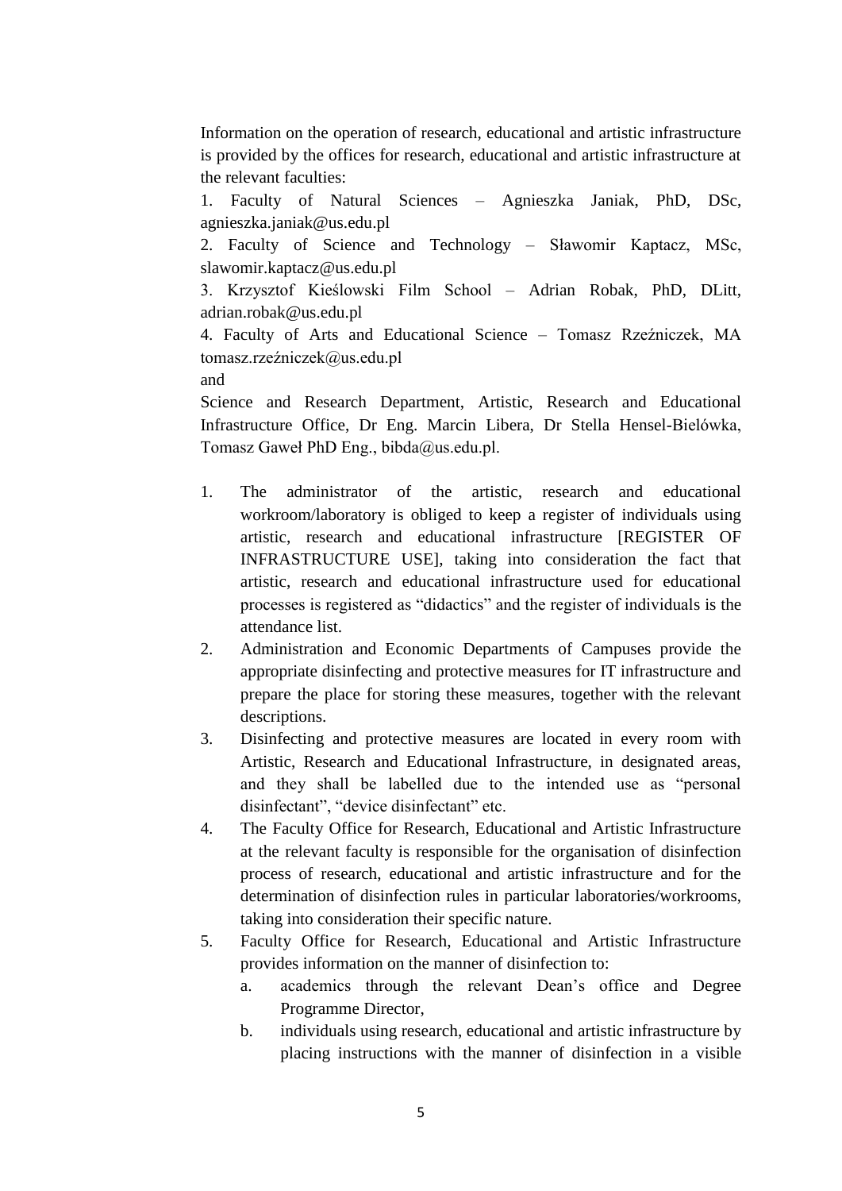Information on the operation of research, educational and artistic infrastructure is provided by the offices for research, educational and artistic infrastructure at the relevant faculties:

1. Faculty of Natural Sciences – Agnieszka Janiak, PhD, DSc, agnieszka.janiak@us.edu.pl
2. Faculty of Science and Technology – Sławomir Kaptacz, MSc, slawomir.kaptacz@us.edu.pl
3. Krzysztof Kieślowski Film School – Adrian Robak, PhD, DLitt, adrian.robak@us.edu.pl
4. Faculty of Arts and Educational Science – Tomasz Rzeźniczek, MA tomasz.rzeźniczek@us.edu.pl

and

Science and Research Department, Artistic, Research and Educational Infrastructure Office, Dr Eng. Marcin Libera, Dr Stella Hensel-Bielówka, Tomasz Gaweł PhD Eng., bibda@us.edu.pl.

1. The administrator of the artistic, research and educational workroom/laboratory is obliged to keep a register of individuals using artistic, research and educational infrastructure [REGISTER OF INFRASTRUCTURE USE], taking into consideration the fact that artistic, research and educational infrastructure used for educational processes is registered as "didactics" and the register of individuals is the attendance list.
2. Administration and Economic Departments of Campuses provide the appropriate disinfecting and protective measures for IT infrastructure and prepare the place for storing these measures, together with the relevant descriptions.
3. Disinfecting and protective measures are located in every room with Artistic, Research and Educational Infrastructure, in designated areas, and they shall be labelled due to the intended use as "personal disinfectant", "device disinfectant" etc.
4. The Faculty Office for Research, Educational and Artistic Infrastructure at the relevant faculty is responsible for the organisation of disinfection process of research, educational and artistic infrastructure and for the determination of disinfection rules in particular laboratories/workrooms, taking into consideration their specific nature.
5. Faculty Office for Research, Educational and Artistic Infrastructure provides information on the manner of disinfection to:
   a. academics through the relevant Dean's office and Degree Programme Director,
   b. individuals using research, educational and artistic infrastructure by placing instructions with the manner of disinfection in a visible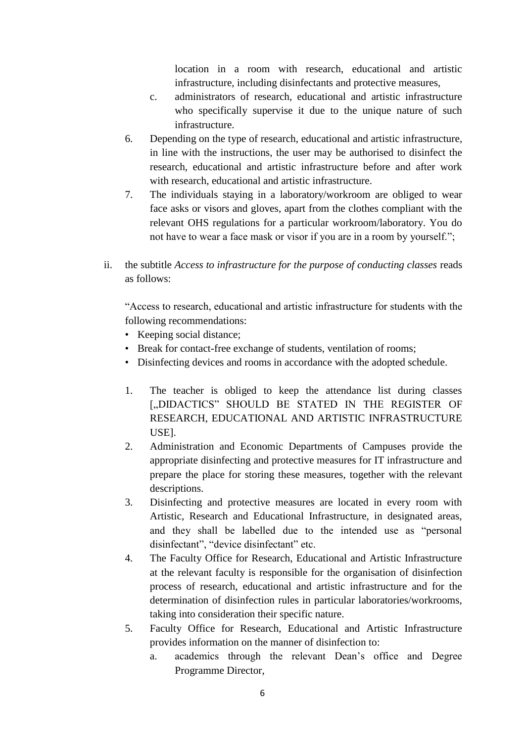location in a room with research, educational and artistic infrastructure, including disinfectants and protective measures,

c. administrators of research, educational and artistic infrastructure who specifically supervise it due to the unique nature of such infrastructure.

6. Depending on the type of research, educational and artistic infrastructure, in line with the instructions, the user may be authorised to disinfect the research, educational and artistic infrastructure before and after work with research, educational and artistic infrastructure.
7. The individuals staying in a laboratory/workroom are obliged to wear face asks or visors and gloves, apart from the clothes compliant with the relevant OHS regulations for a particular workroom/laboratory. You do not have to wear a face mask or visor if you are in a room by yourself.";

ii. the subtitle *Access to infrastructure for the purpose of conducting classes* reads as follows:

"Access to research, educational and artistic infrastructure for students with the following recommendations:

- Keeping social distance;
- Break for contact-free exchange of students, ventilation of rooms;
- Disinfecting devices and rooms in accordance with the adopted schedule.

1. The teacher is obliged to keep the attendance list during classes [„DIDACTICS" SHOULD BE STATED IN THE REGISTER OF RESEARCH, EDUCATIONAL AND ARTISTIC INFRASTRUCTURE USE].
2. Administration and Economic Departments of Campuses provide the appropriate disinfecting and protective measures for IT infrastructure and prepare the place for storing these measures, together with the relevant descriptions.
3. Disinfecting and protective measures are located in every room with Artistic, Research and Educational Infrastructure, in designated areas, and they shall be labelled due to the intended use as "personal disinfectant", "device disinfectant" etc.
4. The Faculty Office for Research, Educational and Artistic Infrastructure at the relevant faculty is responsible for the organisation of disinfection process of research, educational and artistic infrastructure and for the determination of disinfection rules in particular laboratories/workrooms, taking into consideration their specific nature.
5. Faculty Office for Research, Educational and Artistic Infrastructure provides information on the manner of disinfection to:
   a. academics through the relevant Dean's office and Degree Programme Director,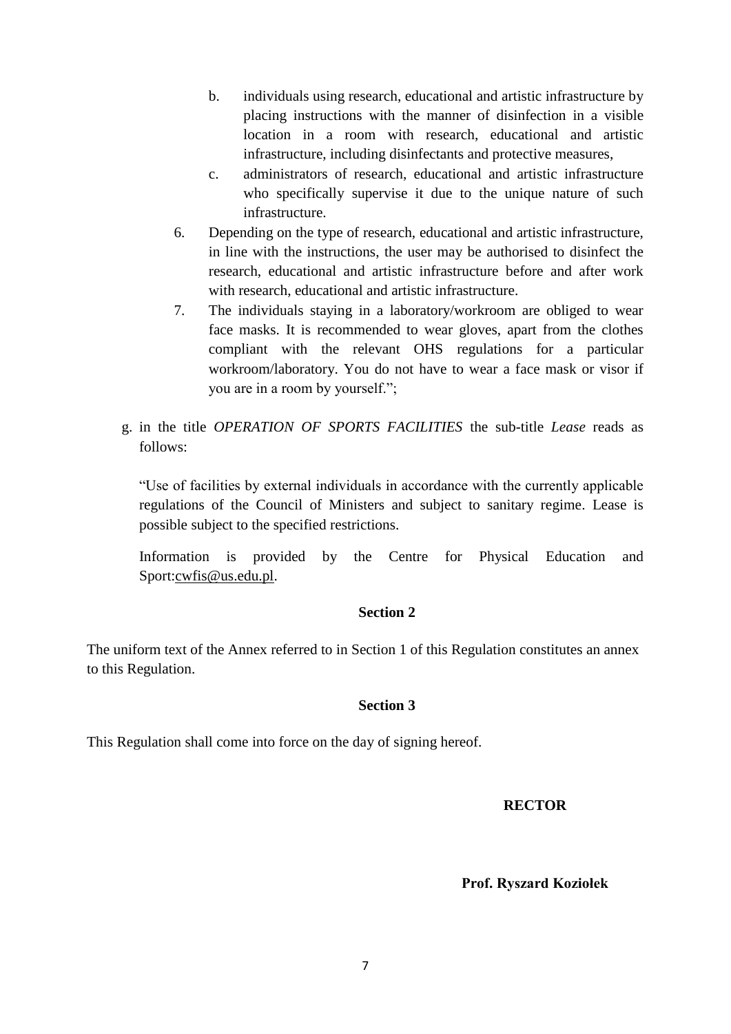b. individuals using research, educational and artistic infrastructure by placing instructions with the manner of disinfection in a visible location in a room with research, educational and artistic infrastructure, including disinfectants and protective measures,

c. administrators of research, educational and artistic infrastructure who specifically supervise it due to the unique nature of such infrastructure.

6. Depending on the type of research, educational and artistic infrastructure, in line with the instructions, the user may be authorised to disinfect the research, educational and artistic infrastructure before and after work with research, educational and artistic infrastructure.
7. The individuals staying in a laboratory/workroom are obliged to wear face masks. It is recommended to wear gloves, apart from the clothes compliant with the relevant OHS regulations for a particular workroom/laboratory. You do not have to wear a face mask or visor if you are in a room by yourself.";

g. in the title *OPERATION OF SPORTS FACILITIES* the sub-title *Lease* reads as follows:

"Use of facilities by external individuals in accordance with the currently applicable regulations of the Council of Ministers and subject to sanitary regime. Lease is possible subject to the specified restrictions.

Information is provided by the Centre for Physical Education and Sport:cwfis@us.edu.pl.

**Section 2**

The uniform text of the Annex referred to in Section 1 of this Regulation constitutes an annex to this Regulation.

**Section 3**

This Regulation shall come into force on the day of signing hereof.

**RECTOR**

**Prof. Ryszard Koziołek**